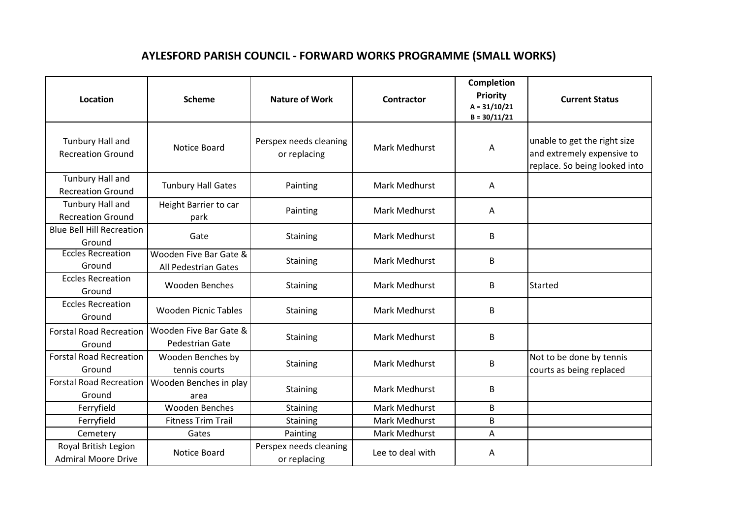# AYLESFORD PARISH COUNCIL - FORWARD WORKS PROGRAMME (SMALL WORKS)

| Location | Scheme | Nature of Work | Contractor | Completion Priority A = 31/10/21 B = 30/11/21 | Current Status |
|---|---|---|---|---|---|
| Tunbury Hall and Recreation Ground | Notice Board | Perspex needs cleaning or replacing | Mark Medhurst | A | unable to get the right size and extremely expensive to replace. So being looked into |
| Tunbury Hall and Recreation Ground | Tunbury Hall Gates | Painting | Mark Medhurst | A | |
| Tunbury Hall and Recreation Ground | Height Barrier to car park | Painting | Mark Medhurst | A | |
| Blue Bell Hill Recreation Ground | Gate | Staining | Mark Medhurst | B | |
| Eccles Recreation Ground | Wooden Five Bar Gate & All Pedestrian Gates | Staining | Mark Medhurst | B | |
| Eccles Recreation Ground | Wooden Benches | Staining | Mark Medhurst | B | Started |
| Eccles Recreation Ground | Wooden Picnic Tables | Staining | Mark Medhurst | B | |
| Forstal Road Recreation Ground | Wooden Five Bar Gate & Pedestrian Gate | Staining | Mark Medhurst | B | |
| Forstal Road Recreation Ground | Wooden Benches by tennis courts | Staining | Mark Medhurst | B | Not to be done by tennis courts as being replaced |
| Forstal Road Recreation Ground | Wooden Benches in play area | Staining | Mark Medhurst | B | |
| Ferryfield | Wooden Benches | Staining | Mark Medhurst | B | |
| Ferryfield | Fitness Trim Trail | Staining | Mark Medhurst | B | |
| Cemetery | Gates | Painting | Mark Medhurst | A | |
| Royal British Legion Admiral Moore Drive | Notice Board | Perspex needs cleaning or replacing | Lee to deal with | A | |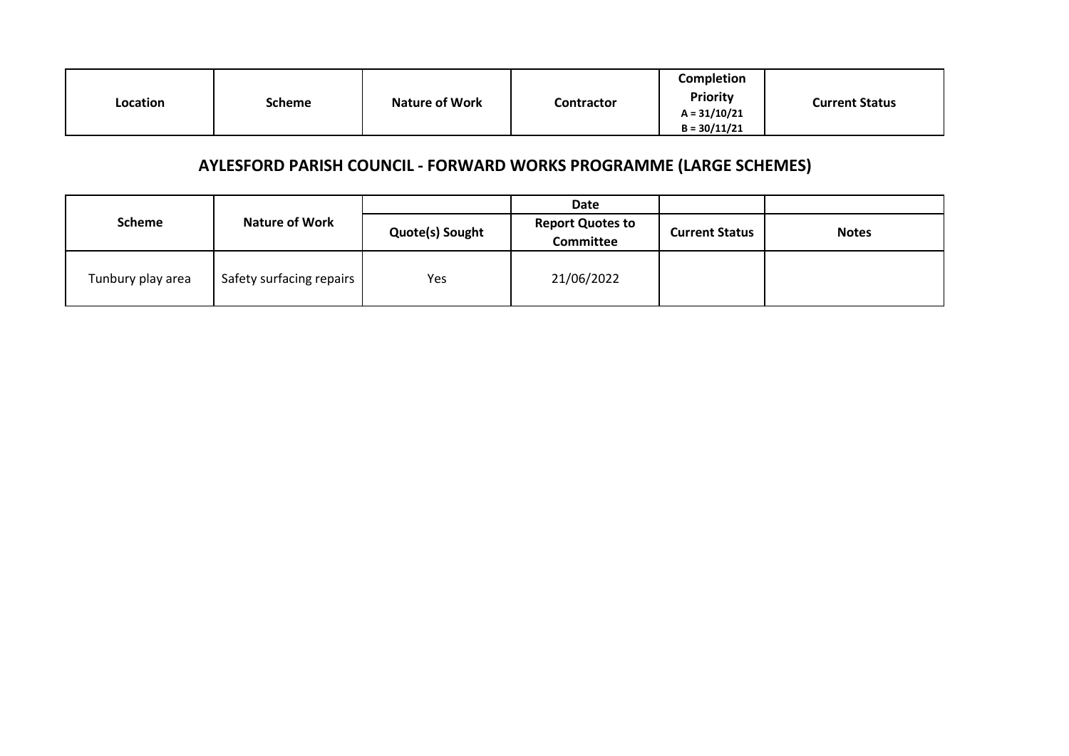| Location | Scheme | Nature of Work | Contractor | Completion Priority A = 31/10/21 B = 30/11/21 | Current Status |
|---|---|---|---|---|---|

## AYLESFORD PARISH COUNCIL - FORWARD WORKS PROGRAMME (LARGE SCHEMES)

| Scheme | Nature of Work | | Date | | |
|---|---|---|---|---|---|
| | | Quote(s) Sought | Report Quotes to Committee | Current Status | Notes |
| Tunbury play area | Safety surfacing repairs | Yes | 21/06/2022 | | |